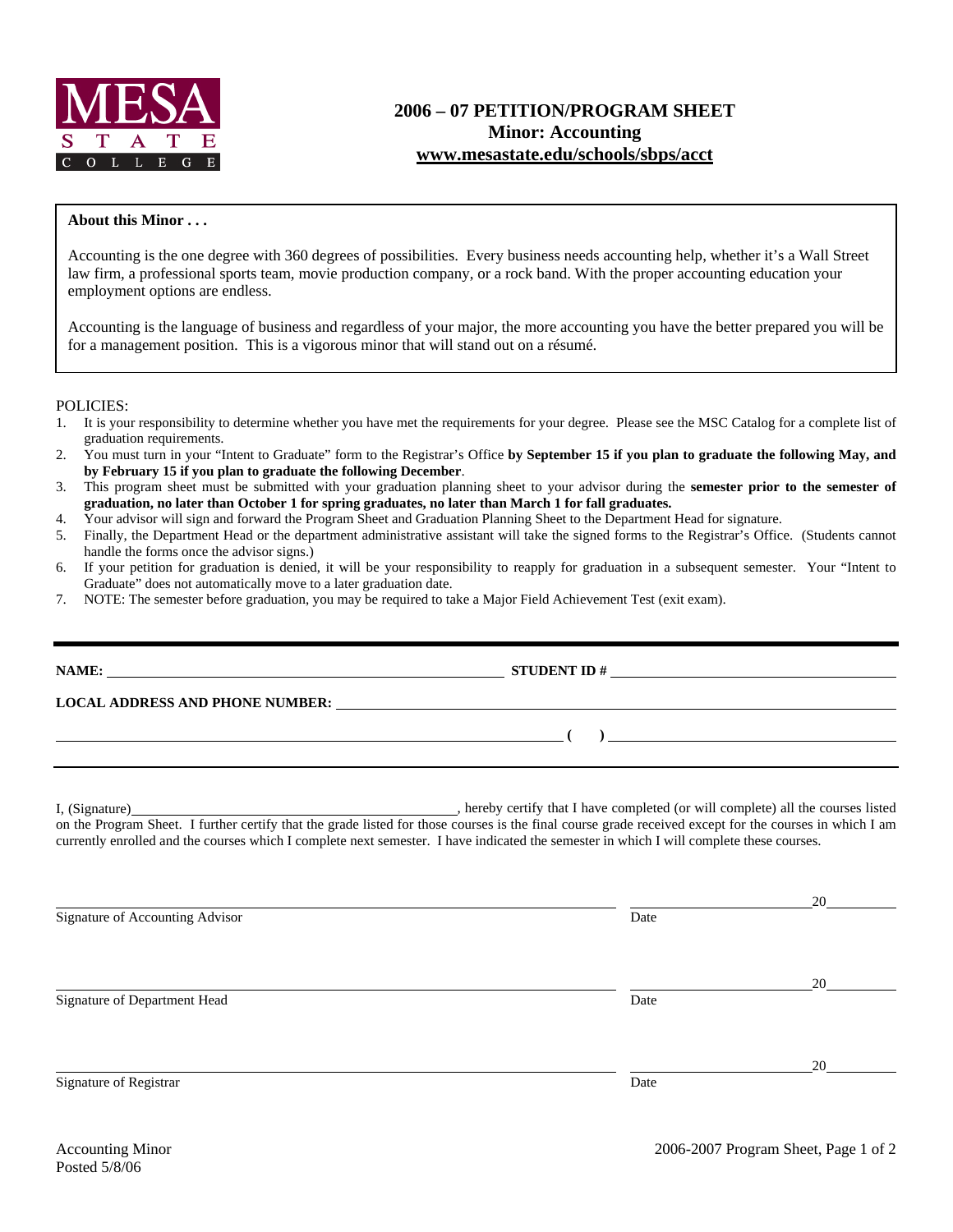MESA STATE COLLEGE

# 2006 – 07 PETITION/PROGRAM SHEET
## Minor: Accounting
### www.mesastate.edu/schools/sbps/acct

**About this Minor . . .**

Accounting is the one degree with 360 degrees of possibilities. Every business needs accounting help, whether it's a Wall Street law firm, a professional sports team, movie production company, or a rock band. With the proper accounting education your employment options are endless.

Accounting is the language of business and regardless of your major, the more accounting you have the better prepared you will be for a management position. This is a vigorous minor that will stand out on a résumé.

POLICIES:

1. It is your responsibility to determine whether you have met the requirements for your degree. Please see the MSC Catalog for a complete list of graduation requirements.
2. You must turn in your "Intent to Graduate" form to the Registrar's Office **by September 15 if you plan to graduate the following May, and by February 15 if you plan to graduate the following December**.
3. This program sheet must be submitted with your graduation planning sheet to your advisor during the **semester prior to the semester of graduation, no later than October 1 for spring graduates, no later than March 1 for fall graduates.**
4. Your advisor will sign and forward the Program Sheet and Graduation Planning Sheet to the Department Head for signature.
5. Finally, the Department Head or the department administrative assistant will take the signed forms to the Registrar's Office. (Students cannot handle the forms once the advisor signs.)
6. If your petition for graduation is denied, it will be your responsibility to reapply for graduation in a subsequent semester. Your "Intent to Graduate" does not automatically move to a later graduation date.
7. NOTE: The semester before graduation, you may be required to take a Major Field Achievement Test (exit exam).

---

**NAME:** ______________________________ **STUDENT ID #** ______________________________

**LOCAL ADDRESS AND PHONE NUMBER:** ______________________________

______________________________ **(     )** ______________________________

---

I, (Signature)______________________________, hereby certify that I have completed (or will complete) all the courses listed on the Program Sheet. I further certify that the grade listed for those courses is the final course grade received except for the courses in which I am currently enrolled and the courses which I complete next semester. I have indicated the semester in which I will complete these courses.

______________________________ ______________________ 20________
Signature of Accounting Advisor Date

______________________________ ______________________ 20________
Signature of Department Head Date

______________________________ ______________________ 20________
Signature of Registrar Date

Accounting Minor
Posted 5/8/06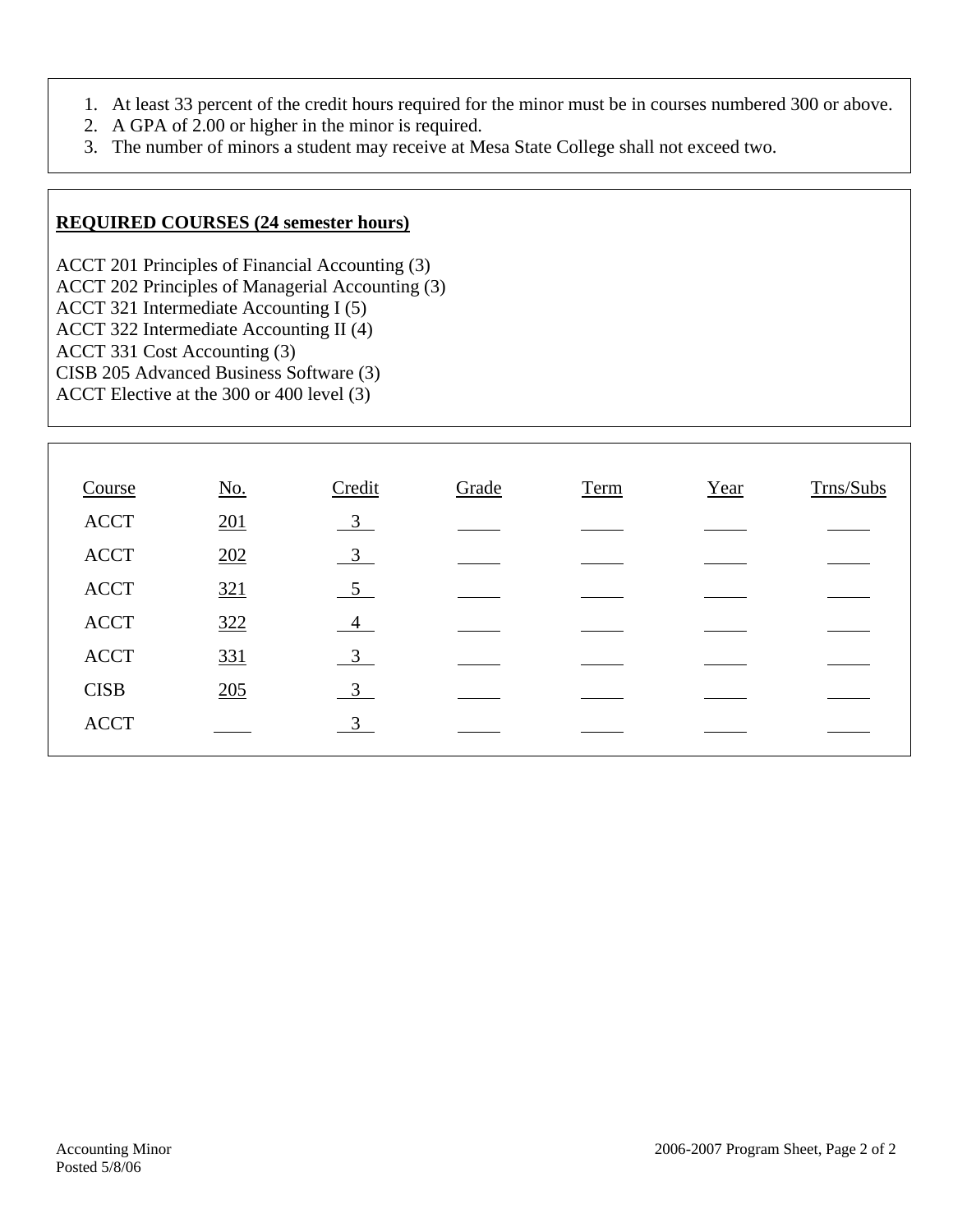1. At least 33 percent of the credit hours required for the minor must be in courses numbered 300 or above.
2. A GPA of 2.00 or higher in the minor is required.
3. The number of minors a student may receive at Mesa State College shall not exceed two.

**REQUIRED COURSES (24 semester hours)**

ACCT 201 Principles of Financial Accounting (3)
ACCT 202 Principles of Managerial Accounting (3)
ACCT 321 Intermediate Accounting I (5)
ACCT 322 Intermediate Accounting II (4)
ACCT 331 Cost Accounting (3)
CISB 205 Advanced Business Software (3)
ACCT Elective at the 300 or 400 level (3)

| Course | No. | Credit | Grade | Term | Year | Trns/Subs |
|---|---|---|---|---|---|---|
| ACCT | 201 | 3 | | | | |
| ACCT | 202 | 3 | | | | |
| ACCT | 321 | 5 | | | | |
| ACCT | 322 | 4 | | | | |
| ACCT | 331 | 3 | | | | |
| CISB | 205 | 3 | | | | |
| ACCT | | 3 | | | | |